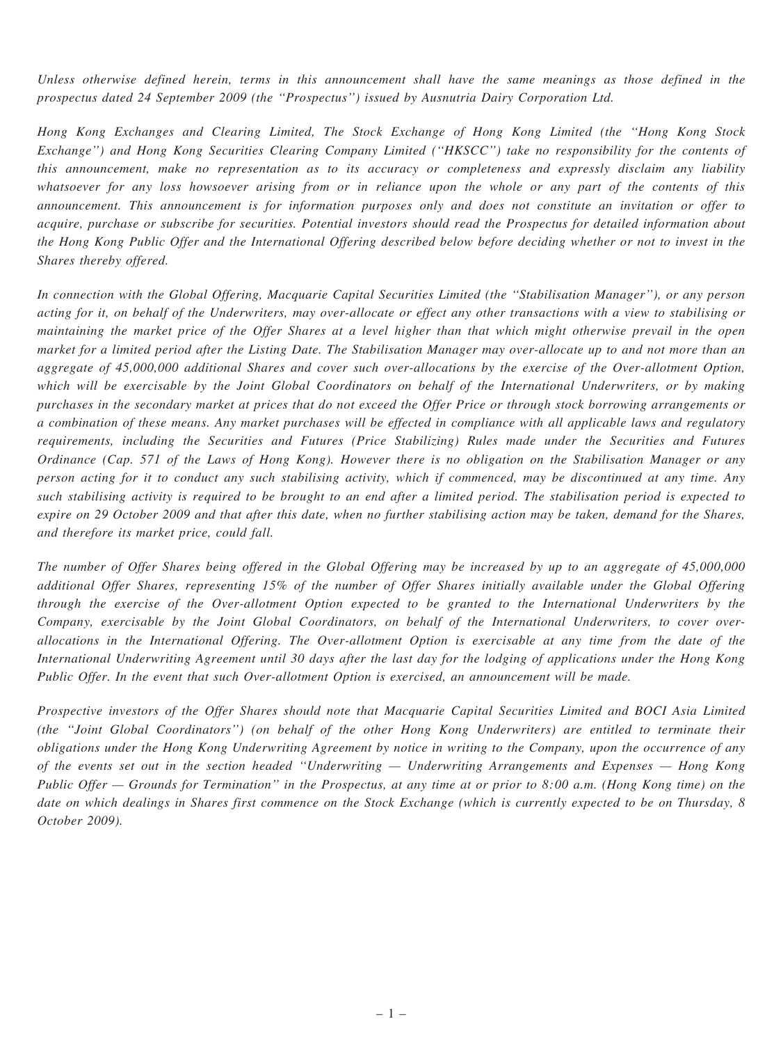*Unless otherwise defined herein, terms in this announcement shall have the same meanings as those defined in the prospectus dated 24 September 2009 (the "Prospectus") issued by Ausnutria Dairy Corporation Ltd.*

*Hong Kong Exchanges and Clearing Limited, The Stock Exchange of Hong Kong Limited (the "Hong Kong Stock Exchange") and Hong Kong Securities Clearing Company Limited ("HKSCC") take no responsibility for the contents of this announcement, make no representation as to its accuracy or completeness and expressly disclaim any liability whatsoever for any loss howsoever arising from or in reliance upon the whole or any part of the contents of this announcement. This announcement is for information purposes only and does not constitute an invitation or offer to acquire, purchase or subscribe for securities. Potential investors should read the Prospectus for detailed information about the Hong Kong Public Offer and the International Offering described below before deciding whether or not to invest in the Shares thereby offered.*

*In connection with the Global Offering, Macquarie Capital Securities Limited (the "Stabilisation Manager"), or any person acting for it, on behalf of the Underwriters, may over-allocate or effect any other transactions with a view to stabilising or maintaining the market price of the Offer Shares at a level higher than that which might otherwise prevail in the open market for a limited period after the Listing Date. The Stabilisation Manager may over-allocate up to and not more than an aggregate of 45,000,000 additional Shares and cover such over-allocations by the exercise of the Over-allotment Option, which will be exercisable by the Joint Global Coordinators on behalf of the International Underwriters, or by making purchases in the secondary market at prices that do not exceed the Offer Price or through stock borrowing arrangements or a combination of these means. Any market purchases will be effected in compliance with all applicable laws and regulatory requirements, including the Securities and Futures (Price Stabilizing) Rules made under the Securities and Futures Ordinance (Cap. 571 of the Laws of Hong Kong). However there is no obligation on the Stabilisation Manager or any person acting for it to conduct any such stabilising activity, which if commenced, may be discontinued at any time. Any such stabilising activity is required to be brought to an end after a limited period. The stabilisation period is expected to expire on 29 October 2009 and that after this date, when no further stabilising action may be taken, demand for the Shares, and therefore its market price, could fall.*

*The number of Offer Shares being offered in the Global Offering may be increased by up to an aggregate of 45,000,000 additional Offer Shares, representing 15% of the number of Offer Shares initially available under the Global Offering through the exercise of the Over-allotment Option expected to be granted to the International Underwriters by the Company, exercisable by the Joint Global Coordinators, on behalf of the International Underwriters, to cover over-allocations in the International Offering. The Over-allotment Option is exercisable at any time from the date of the International Underwriting Agreement until 30 days after the last day for the lodging of applications under the Hong Kong Public Offer. In the event that such Over-allotment Option is exercised, an announcement will be made.*

*Prospective investors of the Offer Shares should note that Macquarie Capital Securities Limited and BOCI Asia Limited (the "Joint Global Coordinators") (on behalf of the other Hong Kong Underwriters) are entitled to terminate their obligations under the Hong Kong Underwriting Agreement by notice in writing to the Company, upon the occurrence of any of the events set out in the section headed "Underwriting — Underwriting Arrangements and Expenses — Hong Kong Public Offer — Grounds for Termination" in the Prospectus, at any time at or prior to 8:00 a.m. (Hong Kong time) on the date on which dealings in Shares first commence on the Stock Exchange (which is currently expected to be on Thursday, 8 October 2009).*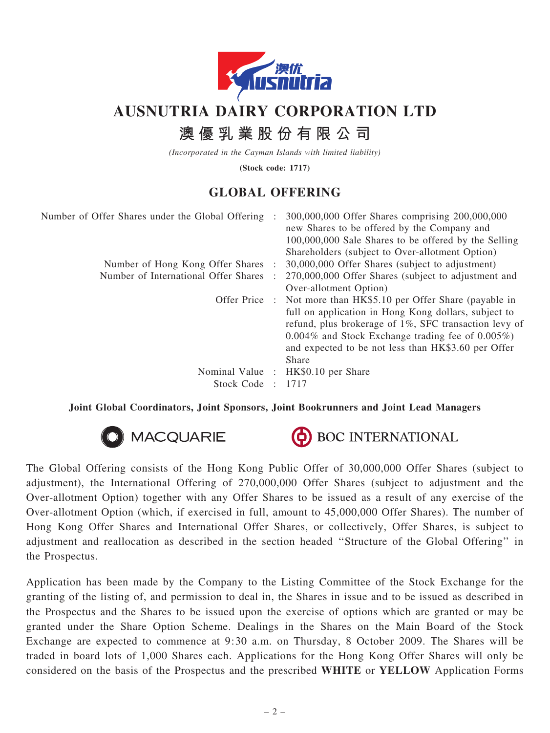# AUSNUTRIA DAIRY CORPORATION LTD

# 澳優乳業股份有限公司

*(Incorporated in the Cayman Islands with limited liability)*

**(Stock code: 1717)**

## GLOBAL OFFERING

| | | |
|---|---|---|
| Number of Offer Shares under the Global Offering | : | 300,000,000 Offer Shares comprising 200,000,000 new Shares to be offered by the Company and 100,000,000 Sale Shares to be offered by the Selling Shareholders (subject to Over-allotment Option) |
| Number of Hong Kong Offer Shares | : | 30,000,000 Offer Shares (subject to adjustment) |
| Number of International Offer Shares | : | 270,000,000 Offer Shares (subject to adjustment and Over-allotment Option) |
| Offer Price | : | Not more than HK$5.10 per Offer Share (payable in full on application in Hong Kong dollars, subject to refund, plus brokerage of 1%, SFC transaction levy of 0.004% and Stock Exchange trading fee of 0.005%) and expected to be not less than HK$3.60 per Offer Share |
| Nominal Value | : | HK$0.10 per Share |
| Stock Code | : | 1717 |

**Joint Global Coordinators, Joint Sponsors, Joint Bookrunners and Joint Lead Managers**

MACQUARIE    BOC INTERNATIONAL

The Global Offering consists of the Hong Kong Public Offer of 30,000,000 Offer Shares (subject to adjustment), the International Offering of 270,000,000 Offer Shares (subject to adjustment and the Over-allotment Option) together with any Offer Shares to be issued as a result of any exercise of the Over-allotment Option (which, if exercised in full, amount to 45,000,000 Offer Shares). The number of Hong Kong Offer Shares and International Offer Shares, or collectively, Offer Shares, is subject to adjustment and reallocation as described in the section headed "Structure of the Global Offering" in the Prospectus.

Application has been made by the Company to the Listing Committee of the Stock Exchange for the granting of the listing of, and permission to deal in, the Shares in issue and to be issued as described in the Prospectus and the Shares to be issued upon the exercise of options which are granted or may be granted under the Share Option Scheme. Dealings in the Shares on the Main Board of the Stock Exchange are expected to commence at 9:30 a.m. on Thursday, 8 October 2009. The Shares will be traded in board lots of 1,000 Shares each. Applications for the Hong Kong Offer Shares will only be considered on the basis of the Prospectus and the prescribed **WHITE** or **YELLOW** Application Forms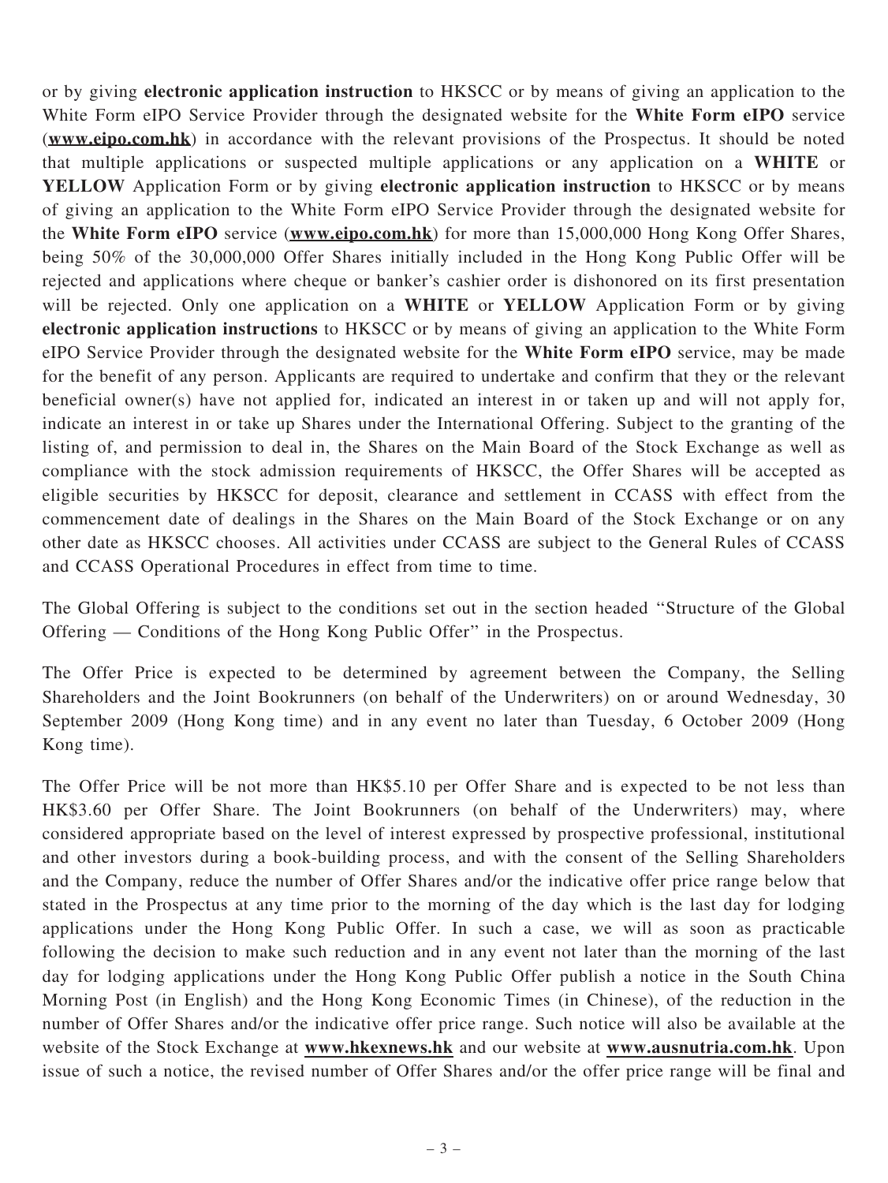or by giving **electronic application instruction** to HKSCC or by means of giving an application to the White Form eIPO Service Provider through the designated website for the **White Form eIPO** service (**www.eipo.com.hk**) in accordance with the relevant provisions of the Prospectus. It should be noted that multiple applications or suspected multiple applications or any application on a **WHITE** or **YELLOW** Application Form or by giving **electronic application instruction** to HKSCC or by means of giving an application to the White Form eIPO Service Provider through the designated website for the **White Form eIPO** service (**www.eipo.com.hk**) for more than 15,000,000 Hong Kong Offer Shares, being 50% of the 30,000,000 Offer Shares initially included in the Hong Kong Public Offer will be rejected and applications where cheque or banker's cashier order is dishonored on its first presentation will be rejected. Only one application on a **WHITE** or **YELLOW** Application Form or by giving **electronic application instructions** to HKSCC or by means of giving an application to the White Form eIPO Service Provider through the designated website for the **White Form eIPO** service, may be made for the benefit of any person. Applicants are required to undertake and confirm that they or the relevant beneficial owner(s) have not applied for, indicated an interest in or taken up and will not apply for, indicate an interest in or take up Shares under the International Offering. Subject to the granting of the listing of, and permission to deal in, the Shares on the Main Board of the Stock Exchange as well as compliance with the stock admission requirements of HKSCC, the Offer Shares will be accepted as eligible securities by HKSCC for deposit, clearance and settlement in CCASS with effect from the commencement date of dealings in the Shares on the Main Board of the Stock Exchange or on any other date as HKSCC chooses. All activities under CCASS are subject to the General Rules of CCASS and CCASS Operational Procedures in effect from time to time.

The Global Offering is subject to the conditions set out in the section headed "Structure of the Global Offering — Conditions of the Hong Kong Public Offer" in the Prospectus.

The Offer Price is expected to be determined by agreement between the Company, the Selling Shareholders and the Joint Bookrunners (on behalf of the Underwriters) on or around Wednesday, 30 September 2009 (Hong Kong time) and in any event no later than Tuesday, 6 October 2009 (Hong Kong time).

The Offer Price will be not more than HK$5.10 per Offer Share and is expected to be not less than HK$3.60 per Offer Share. The Joint Bookrunners (on behalf of the Underwriters) may, where considered appropriate based on the level of interest expressed by prospective professional, institutional and other investors during a book-building process, and with the consent of the Selling Shareholders and the Company, reduce the number of Offer Shares and/or the indicative offer price range below that stated in the Prospectus at any time prior to the morning of the day which is the last day for lodging applications under the Hong Kong Public Offer. In such a case, we will as soon as practicable following the decision to make such reduction and in any event not later than the morning of the last day for lodging applications under the Hong Kong Public Offer publish a notice in the South China Morning Post (in English) and the Hong Kong Economic Times (in Chinese), of the reduction in the number of Offer Shares and/or the indicative offer price range. Such notice will also be available at the website of the Stock Exchange at **www.hkexnews.hk** and our website at **www.ausnutria.com.hk**. Upon issue of such a notice, the revised number of Offer Shares and/or the offer price range will be final and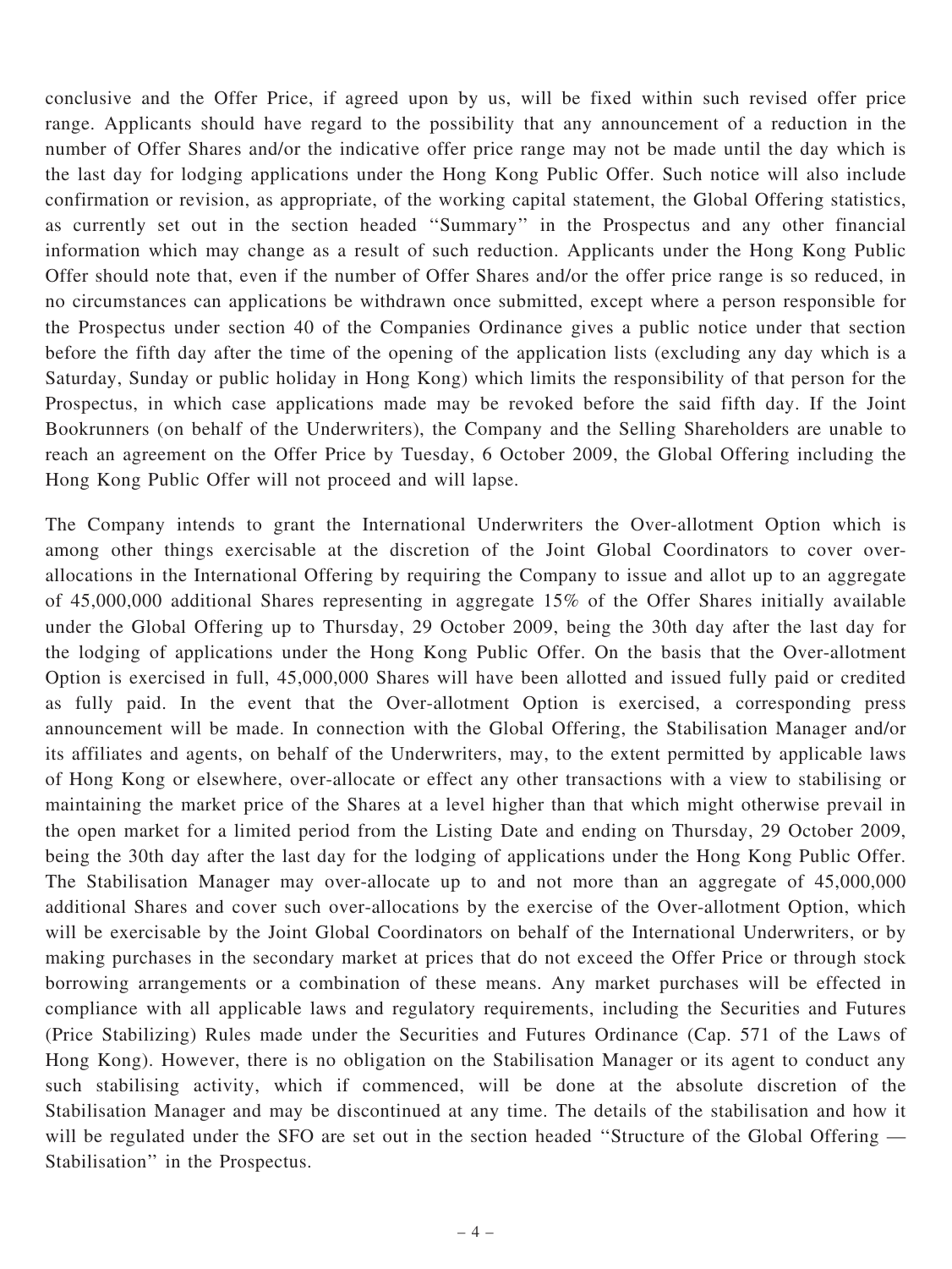conclusive and the Offer Price, if agreed upon by us, will be fixed within such revised offer price range. Applicants should have regard to the possibility that any announcement of a reduction in the number of Offer Shares and/or the indicative offer price range may not be made until the day which is the last day for lodging applications under the Hong Kong Public Offer. Such notice will also include confirmation or revision, as appropriate, of the working capital statement, the Global Offering statistics, as currently set out in the section headed ''Summary'' in the Prospectus and any other financial information which may change as a result of such reduction. Applicants under the Hong Kong Public Offer should note that, even if the number of Offer Shares and/or the offer price range is so reduced, in no circumstances can applications be withdrawn once submitted, except where a person responsible for the Prospectus under section 40 of the Companies Ordinance gives a public notice under that section before the fifth day after the time of the opening of the application lists (excluding any day which is a Saturday, Sunday or public holiday in Hong Kong) which limits the responsibility of that person for the Prospectus, in which case applications made may be revoked before the said fifth day. If the Joint Bookrunners (on behalf of the Underwriters), the Company and the Selling Shareholders are unable to reach an agreement on the Offer Price by Tuesday, 6 October 2009, the Global Offering including the Hong Kong Public Offer will not proceed and will lapse.

The Company intends to grant the International Underwriters the Over-allotment Option which is among other things exercisable at the discretion of the Joint Global Coordinators to cover over-allocations in the International Offering by requiring the Company to issue and allot up to an aggregate of 45,000,000 additional Shares representing in aggregate 15% of the Offer Shares initially available under the Global Offering up to Thursday, 29 October 2009, being the 30th day after the last day for the lodging of applications under the Hong Kong Public Offer. On the basis that the Over-allotment Option is exercised in full, 45,000,000 Shares will have been allotted and issued fully paid or credited as fully paid. In the event that the Over-allotment Option is exercised, a corresponding press announcement will be made. In connection with the Global Offering, the Stabilisation Manager and/or its affiliates and agents, on behalf of the Underwriters, may, to the extent permitted by applicable laws of Hong Kong or elsewhere, over-allocate or effect any other transactions with a view to stabilising or maintaining the market price of the Shares at a level higher than that which might otherwise prevail in the open market for a limited period from the Listing Date and ending on Thursday, 29 October 2009, being the 30th day after the last day for the lodging of applications under the Hong Kong Public Offer. The Stabilisation Manager may over-allocate up to and not more than an aggregate of 45,000,000 additional Shares and cover such over-allocations by the exercise of the Over-allotment Option, which will be exercisable by the Joint Global Coordinators on behalf of the International Underwriters, or by making purchases in the secondary market at prices that do not exceed the Offer Price or through stock borrowing arrangements or a combination of these means. Any market purchases will be effected in compliance with all applicable laws and regulatory requirements, including the Securities and Futures (Price Stabilizing) Rules made under the Securities and Futures Ordinance (Cap. 571 of the Laws of Hong Kong). However, there is no obligation on the Stabilisation Manager or its agent to conduct any such stabilising activity, which if commenced, will be done at the absolute discretion of the Stabilisation Manager and may be discontinued at any time. The details of the stabilisation and how it will be regulated under the SFO are set out in the section headed ''Structure of the Global Offering — Stabilisation'' in the Prospectus.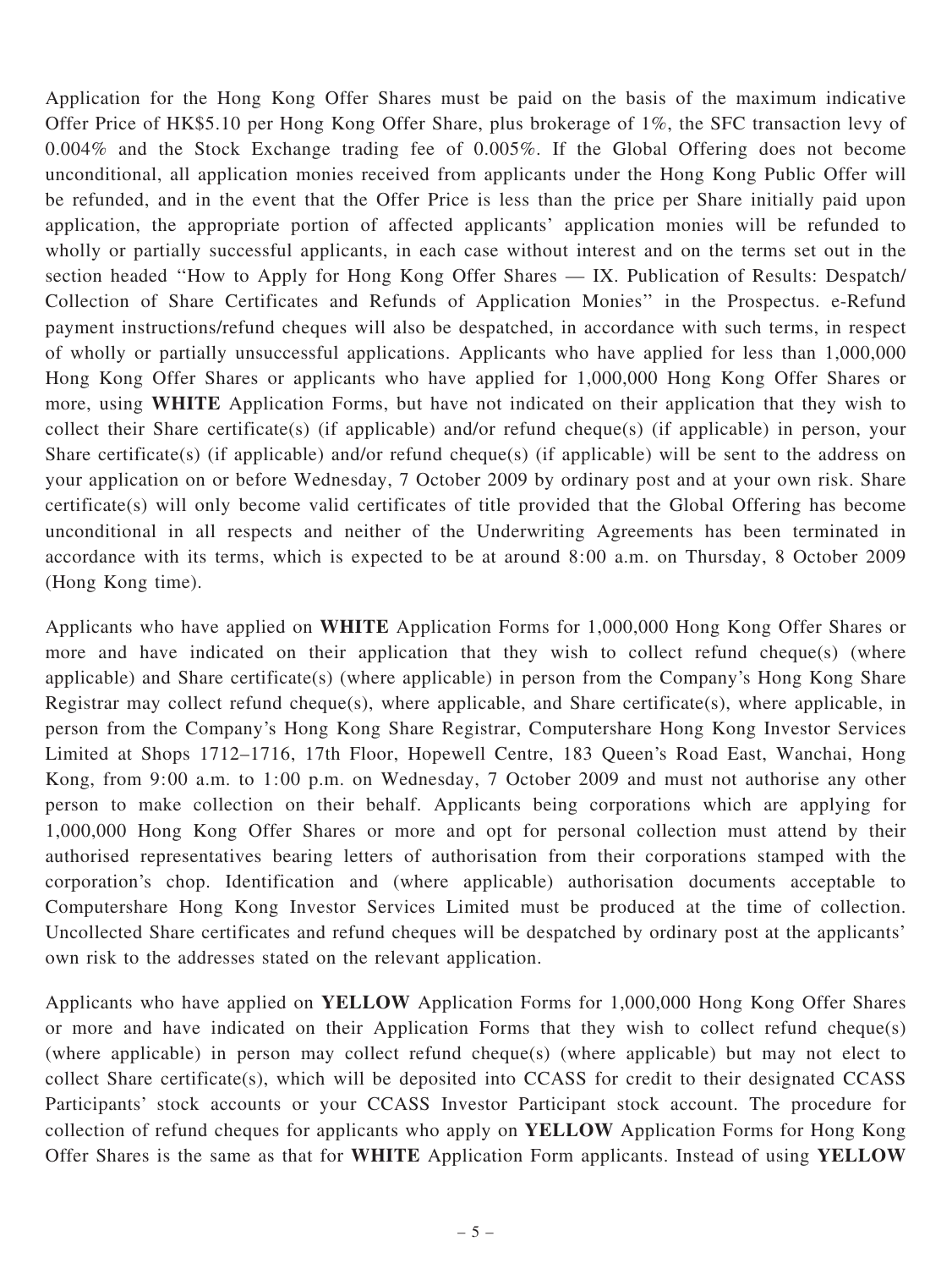Application for the Hong Kong Offer Shares must be paid on the basis of the maximum indicative Offer Price of HK$5.10 per Hong Kong Offer Share, plus brokerage of 1%, the SFC transaction levy of 0.004% and the Stock Exchange trading fee of 0.005%. If the Global Offering does not become unconditional, all application monies received from applicants under the Hong Kong Public Offer will be refunded, and in the event that the Offer Price is less than the price per Share initially paid upon application, the appropriate portion of affected applicants' application monies will be refunded to wholly or partially successful applicants, in each case without interest and on the terms set out in the section headed ''How to Apply for Hong Kong Offer Shares — IX. Publication of Results: Despatch/ Collection of Share Certificates and Refunds of Application Monies'' in the Prospectus. e-Refund payment instructions/refund cheques will also be despatched, in accordance with such terms, in respect of wholly or partially unsuccessful applications. Applicants who have applied for less than 1,000,000 Hong Kong Offer Shares or applicants who have applied for 1,000,000 Hong Kong Offer Shares or more, using **WHITE** Application Forms, but have not indicated on their application that they wish to collect their Share certificate(s) (if applicable) and/or refund cheque(s) (if applicable) in person, your Share certificate(s) (if applicable) and/or refund cheque(s) (if applicable) will be sent to the address on your application on or before Wednesday, 7 October 2009 by ordinary post and at your own risk. Share certificate(s) will only become valid certificates of title provided that the Global Offering has become unconditional in all respects and neither of the Underwriting Agreements has been terminated in accordance with its terms, which is expected to be at around 8:00 a.m. on Thursday, 8 October 2009 (Hong Kong time).

Applicants who have applied on **WHITE** Application Forms for 1,000,000 Hong Kong Offer Shares or more and have indicated on their application that they wish to collect refund cheque(s) (where applicable) and Share certificate(s) (where applicable) in person from the Company's Hong Kong Share Registrar may collect refund cheque(s), where applicable, and Share certificate(s), where applicable, in person from the Company's Hong Kong Share Registrar, Computershare Hong Kong Investor Services Limited at Shops 1712–1716, 17th Floor, Hopewell Centre, 183 Queen's Road East, Wanchai, Hong Kong, from 9:00 a.m. to 1:00 p.m. on Wednesday, 7 October 2009 and must not authorise any other person to make collection on their behalf. Applicants being corporations which are applying for 1,000,000 Hong Kong Offer Shares or more and opt for personal collection must attend by their authorised representatives bearing letters of authorisation from their corporations stamped with the corporation's chop. Identification and (where applicable) authorisation documents acceptable to Computershare Hong Kong Investor Services Limited must be produced at the time of collection. Uncollected Share certificates and refund cheques will be despatched by ordinary post at the applicants' own risk to the addresses stated on the relevant application.

Applicants who have applied on **YELLOW** Application Forms for 1,000,000 Hong Kong Offer Shares or more and have indicated on their Application Forms that they wish to collect refund cheque(s) (where applicable) in person may collect refund cheque(s) (where applicable) but may not elect to collect Share certificate(s), which will be deposited into CCASS for credit to their designated CCASS Participants' stock accounts or your CCASS Investor Participant stock account. The procedure for collection of refund cheques for applicants who apply on **YELLOW** Application Forms for Hong Kong Offer Shares is the same as that for **WHITE** Application Form applicants. Instead of using **YELLOW**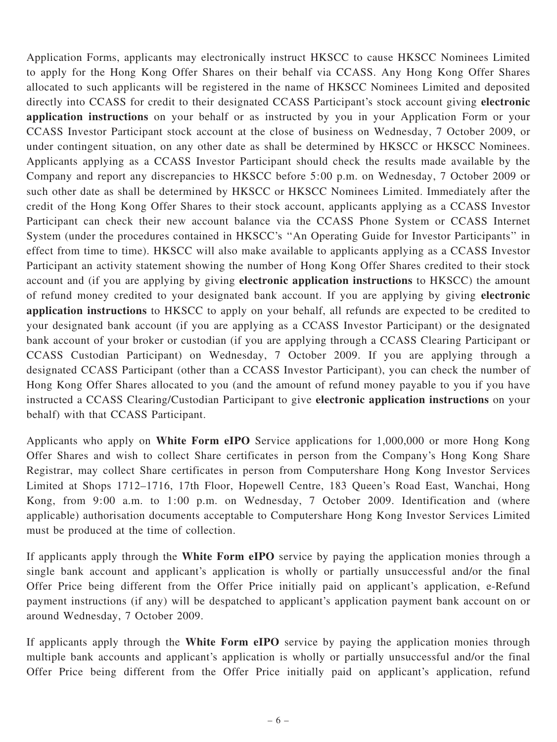Application Forms, applicants may electronically instruct HKSCC to cause HKSCC Nominees Limited to apply for the Hong Kong Offer Shares on their behalf via CCASS. Any Hong Kong Offer Shares allocated to such applicants will be registered in the name of HKSCC Nominees Limited and deposited directly into CCASS for credit to their designated CCASS Participant's stock account giving **electronic application instructions** on your behalf or as instructed by you in your Application Form or your CCASS Investor Participant stock account at the close of business on Wednesday, 7 October 2009, or under contingent situation, on any other date as shall be determined by HKSCC or HKSCC Nominees. Applicants applying as a CCASS Investor Participant should check the results made available by the Company and report any discrepancies to HKSCC before 5:00 p.m. on Wednesday, 7 October 2009 or such other date as shall be determined by HKSCC or HKSCC Nominees Limited. Immediately after the credit of the Hong Kong Offer Shares to their stock account, applicants applying as a CCASS Investor Participant can check their new account balance via the CCASS Phone System or CCASS Internet System (under the procedures contained in HKSCC's "An Operating Guide for Investor Participants" in effect from time to time). HKSCC will also make available to applicants applying as a CCASS Investor Participant an activity statement showing the number of Hong Kong Offer Shares credited to their stock account and (if you are applying by giving **electronic application instructions** to HKSCC) the amount of refund money credited to your designated bank account. If you are applying by giving **electronic application instructions** to HKSCC to apply on your behalf, all refunds are expected to be credited to your designated bank account (if you are applying as a CCASS Investor Participant) or the designated bank account of your broker or custodian (if you are applying through a CCASS Clearing Participant or CCASS Custodian Participant) on Wednesday, 7 October 2009. If you are applying through a designated CCASS Participant (other than a CCASS Investor Participant), you can check the number of Hong Kong Offer Shares allocated to you (and the amount of refund money payable to you if you have instructed a CCASS Clearing/Custodian Participant to give **electronic application instructions** on your behalf) with that CCASS Participant.

Applicants who apply on **White Form eIPO** Service applications for 1,000,000 or more Hong Kong Offer Shares and wish to collect Share certificates in person from the Company's Hong Kong Share Registrar, may collect Share certificates in person from Computershare Hong Kong Investor Services Limited at Shops 1712–1716, 17th Floor, Hopewell Centre, 183 Queen's Road East, Wanchai, Hong Kong, from 9:00 a.m. to 1:00 p.m. on Wednesday, 7 October 2009. Identification and (where applicable) authorisation documents acceptable to Computershare Hong Kong Investor Services Limited must be produced at the time of collection.

If applicants apply through the **White Form eIPO** service by paying the application monies through a single bank account and applicant's application is wholly or partially unsuccessful and/or the final Offer Price being different from the Offer Price initially paid on applicant's application, e-Refund payment instructions (if any) will be despatched to applicant's application payment bank account on or around Wednesday, 7 October 2009.

If applicants apply through the **White Form eIPO** service by paying the application monies through multiple bank accounts and applicant's application is wholly or partially unsuccessful and/or the final Offer Price being different from the Offer Price initially paid on applicant's application, refund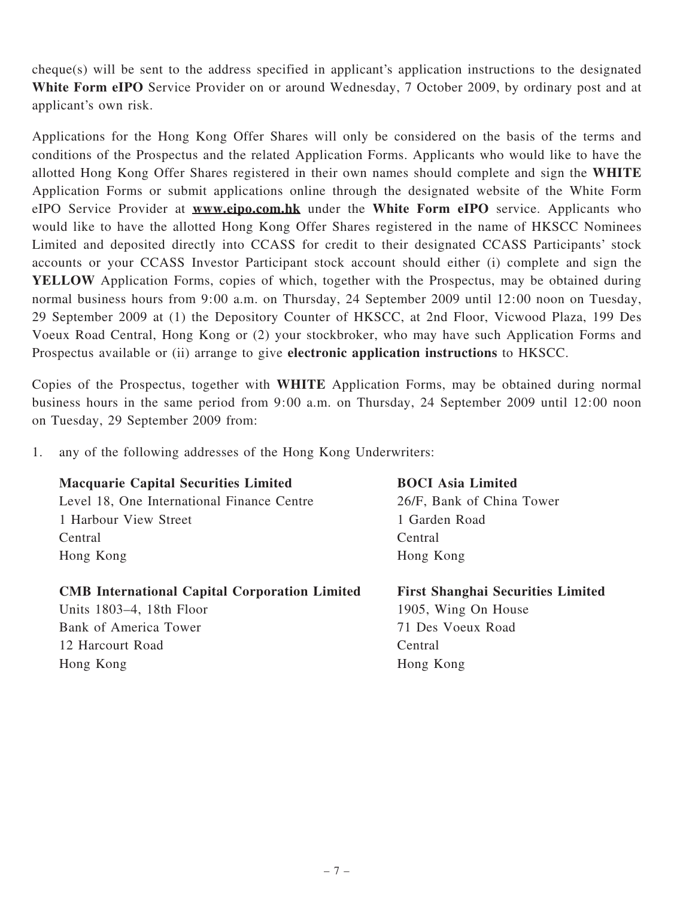cheque(s) will be sent to the address specified in applicant's application instructions to the designated **White Form eIPO** Service Provider on or around Wednesday, 7 October 2009, by ordinary post and at applicant's own risk.

Applications for the Hong Kong Offer Shares will only be considered on the basis of the terms and conditions of the Prospectus and the related Application Forms. Applicants who would like to have the allotted Hong Kong Offer Shares registered in their own names should complete and sign the **WHITE** Application Forms or submit applications online through the designated website of the White Form eIPO Service Provider at **www.eipo.com.hk** under the **White Form eIPO** service. Applicants who would like to have the allotted Hong Kong Offer Shares registered in the name of HKSCC Nominees Limited and deposited directly into CCASS for credit to their designated CCASS Participants' stock accounts or your CCASS Investor Participant stock account should either (i) complete and sign the **YELLOW** Application Forms, copies of which, together with the Prospectus, may be obtained during normal business hours from 9:00 a.m. on Thursday, 24 September 2009 until 12:00 noon on Tuesday, 29 September 2009 at (1) the Depository Counter of HKSCC, at 2nd Floor, Vicwood Plaza, 199 Des Voeux Road Central, Hong Kong or (2) your stockbroker, who may have such Application Forms and Prospectus available or (ii) arrange to give **electronic application instructions** to HKSCC.

Copies of the Prospectus, together with **WHITE** Application Forms, may be obtained during normal business hours in the same period from 9:00 a.m. on Thursday, 24 September 2009 until 12:00 noon on Tuesday, 29 September 2009 from:

1. any of the following addresses of the Hong Kong Underwriters:

   **Macquarie Capital Securities Limited**
   Level 18, One International Finance Centre
   1 Harbour View Street
   Central
   Hong Kong

   **BOCI Asia Limited**
   26/F, Bank of China Tower
   1 Garden Road
   Central
   Hong Kong

   **CMB International Capital Corporation Limited**
   Units 1803–4, 18th Floor
   Bank of America Tower
   12 Harcourt Road
   Hong Kong

   **First Shanghai Securities Limited**
   1905, Wing On House
   71 Des Voeux Road
   Central
   Hong Kong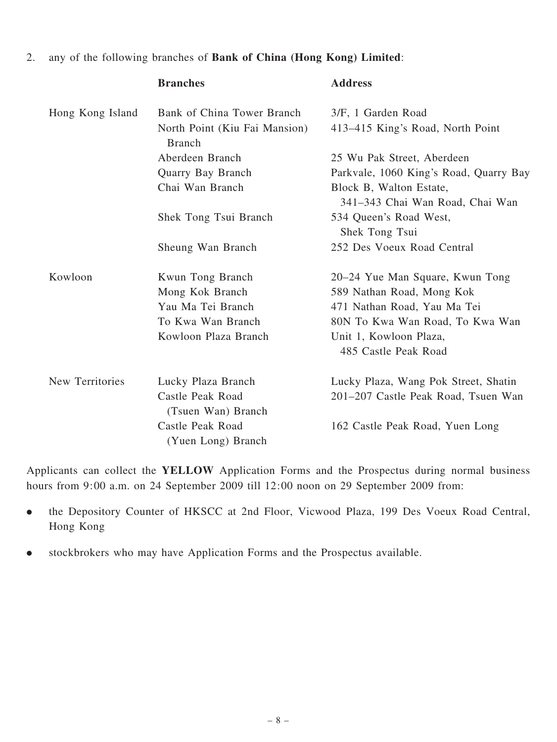2. any of the following branches of **Bank of China (Hong Kong) Limited**:

| | **Branches** | **Address** |
|---|---|---|
| Hong Kong Island | Bank of China Tower Branch | 3/F, 1 Garden Road |
| | North Point (Kiu Fai Mansion) Branch | 413–415 King's Road, North Point |
| | Aberdeen Branch | 25 Wu Pak Street, Aberdeen |
| | Quarry Bay Branch | Parkvale, 1060 King's Road, Quarry Bay |
| | Chai Wan Branch | Block B, Walton Estate, 341–343 Chai Wan Road, Chai Wan |
| | Shek Tong Tsui Branch | 534 Queen's Road West, Shek Tong Tsui |
| | Sheung Wan Branch | 252 Des Voeux Road Central |
| Kowloon | Kwun Tong Branch | 20–24 Yue Man Square, Kwun Tong |
| | Mong Kok Branch | 589 Nathan Road, Mong Kok |
| | Yau Ma Tei Branch | 471 Nathan Road, Yau Ma Tei |
| | To Kwa Wan Branch | 80N To Kwa Wan Road, To Kwa Wan |
| | Kowloon Plaza Branch | Unit 1, Kowloon Plaza, 485 Castle Peak Road |
| New Territories | Lucky Plaza Branch | Lucky Plaza, Wang Pok Street, Shatin |
| | Castle Peak Road (Tsuen Wan) Branch | 201–207 Castle Peak Road, Tsuen Wan |
| | Castle Peak Road (Yuen Long) Branch | 162 Castle Peak Road, Yuen Long |

Applicants can collect the **YELLOW** Application Forms and the Prospectus during normal business hours from 9:00 a.m. on 24 September 2009 till 12:00 noon on 29 September 2009 from:

- the Depository Counter of HKSCC at 2nd Floor, Vicwood Plaza, 199 Des Voeux Road Central, Hong Kong
- stockbrokers who may have Application Forms and the Prospectus available.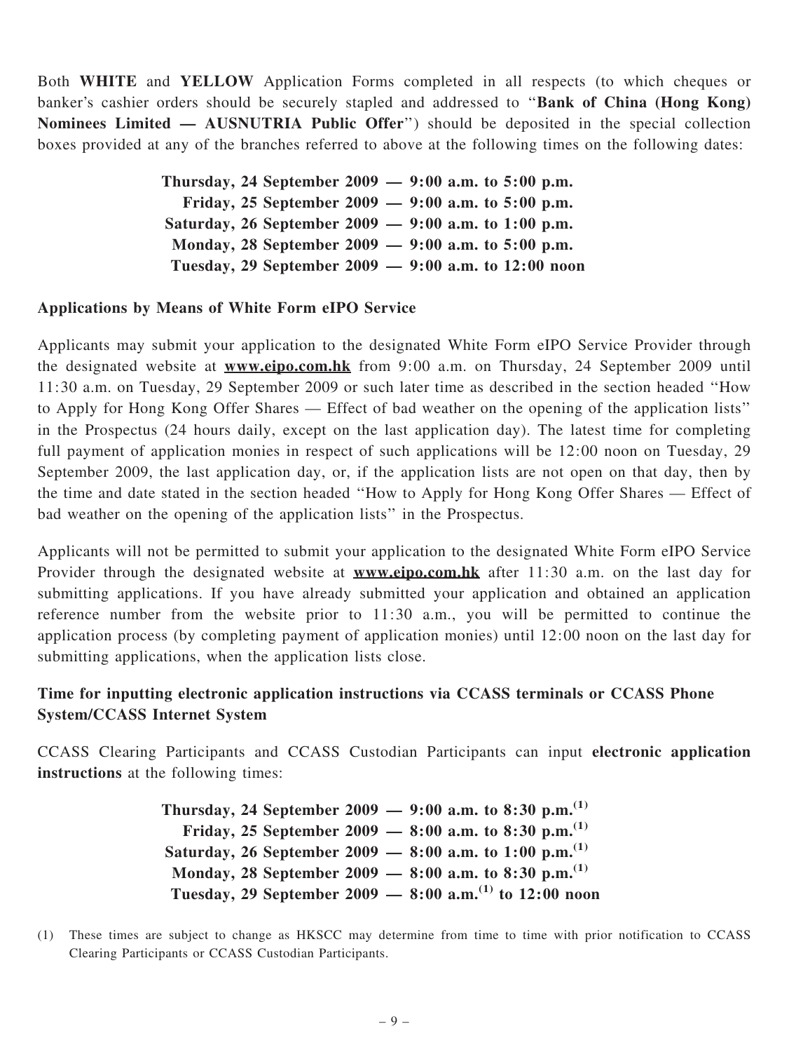Both **WHITE** and **YELLOW** Application Forms completed in all respects (to which cheques or banker's cashier orders should be securely stapled and addressed to "**Bank of China (Hong Kong) Nominees Limited — AUSNUTRIA Public Offer**") should be deposited in the special collection boxes provided at any of the branches referred to above at the following times on the following dates:

**Thursday, 24 September 2009 — 9:00 a.m. to 5:00 p.m.**
**Friday, 25 September 2009 — 9:00 a.m. to 5:00 p.m.**
**Saturday, 26 September 2009 — 9:00 a.m. to 1:00 p.m.**
**Monday, 28 September 2009 — 9:00 a.m. to 5:00 p.m.**
**Tuesday, 29 September 2009 — 9:00 a.m. to 12:00 noon**

### Applications by Means of White Form eIPO Service

Applicants may submit your application to the designated White Form eIPO Service Provider through the designated website at **www.eipo.com.hk** from 9:00 a.m. on Thursday, 24 September 2009 until 11:30 a.m. on Tuesday, 29 September 2009 or such later time as described in the section headed "How to Apply for Hong Kong Offer Shares — Effect of bad weather on the opening of the application lists" in the Prospectus (24 hours daily, except on the last application day). The latest time for completing full payment of application monies in respect of such applications will be 12:00 noon on Tuesday, 29 September 2009, the last application day, or, if the application lists are not open on that day, then by the time and date stated in the section headed "How to Apply for Hong Kong Offer Shares — Effect of bad weather on the opening of the application lists" in the Prospectus.

Applicants will not be permitted to submit your application to the designated White Form eIPO Service Provider through the designated website at **www.eipo.com.hk** after 11:30 a.m. on the last day for submitting applications. If you have already submitted your application and obtained an application reference number from the website prior to 11:30 a.m., you will be permitted to continue the application process (by completing payment of application monies) until 12:00 noon on the last day for submitting applications, when the application lists close.

### Time for inputting electronic application instructions via CCASS terminals or CCASS Phone System/CCASS Internet System

CCASS Clearing Participants and CCASS Custodian Participants can input **electronic application instructions** at the following times:

**Thursday, 24 September 2009 — 9:00 a.m. to 8:30 p.m.(1)**
**Friday, 25 September 2009 — 8:00 a.m. to 8:30 p.m.(1)**
**Saturday, 26 September 2009 — 8:00 a.m. to 1:00 p.m.(1)**
**Monday, 28 September 2009 — 8:00 a.m. to 8:30 p.m.(1)**
**Tuesday, 29 September 2009 — 8:00 a.m.(1) to 12:00 noon**

(1) These times are subject to change as HKSCC may determine from time to time with prior notification to CCASS Clearing Participants or CCASS Custodian Participants.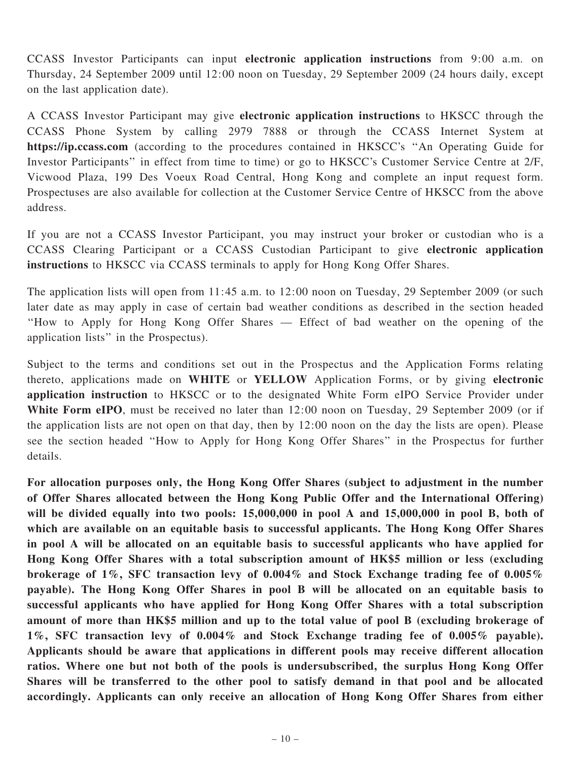CCASS Investor Participants can input **electronic application instructions** from 9:00 a.m. on Thursday, 24 September 2009 until 12:00 noon on Tuesday, 29 September 2009 (24 hours daily, except on the last application date).

A CCASS Investor Participant may give **electronic application instructions** to HKSCC through the CCASS Phone System by calling 2979 7888 or through the CCASS Internet System at **https://ip.ccass.com** (according to the procedures contained in HKSCC's ''An Operating Guide for Investor Participants'' in effect from time to time) or go to HKSCC's Customer Service Centre at 2/F, Vicwood Plaza, 199 Des Voeux Road Central, Hong Kong and complete an input request form. Prospectuses are also available for collection at the Customer Service Centre of HKSCC from the above address.

If you are not a CCASS Investor Participant, you may instruct your broker or custodian who is a CCASS Clearing Participant or a CCASS Custodian Participant to give **electronic application instructions** to HKSCC via CCASS terminals to apply for Hong Kong Offer Shares.

The application lists will open from 11:45 a.m. to 12:00 noon on Tuesday, 29 September 2009 (or such later date as may apply in case of certain bad weather conditions as described in the section headed ''How to Apply for Hong Kong Offer Shares — Effect of bad weather on the opening of the application lists'' in the Prospectus).

Subject to the terms and conditions set out in the Prospectus and the Application Forms relating thereto, applications made on **WHITE** or **YELLOW** Application Forms, or by giving **electronic application instruction** to HKSCC or to the designated White Form eIPO Service Provider under **White Form eIPO**, must be received no later than 12:00 noon on Tuesday, 29 September 2009 (or if the application lists are not open on that day, then by 12:00 noon on the day the lists are open). Please see the section headed ''How to Apply for Hong Kong Offer Shares'' in the Prospectus for further details.

**For allocation purposes only, the Hong Kong Offer Shares (subject to adjustment in the number of Offer Shares allocated between the Hong Kong Public Offer and the International Offering) will be divided equally into two pools: 15,000,000 in pool A and 15,000,000 in pool B, both of which are available on an equitable basis to successful applicants. The Hong Kong Offer Shares in pool A will be allocated on an equitable basis to successful applicants who have applied for Hong Kong Offer Shares with a total subscription amount of HK$5 million or less (excluding brokerage of 1%, SFC transaction levy of 0.004% and Stock Exchange trading fee of 0.005% payable). The Hong Kong Offer Shares in pool B will be allocated on an equitable basis to successful applicants who have applied for Hong Kong Offer Shares with a total subscription amount of more than HK$5 million and up to the total value of pool B (excluding brokerage of 1%, SFC transaction levy of 0.004% and Stock Exchange trading fee of 0.005% payable). Applicants should be aware that applications in different pools may receive different allocation ratios. Where one but not both of the pools is undersubscribed, the surplus Hong Kong Offer Shares will be transferred to the other pool to satisfy demand in that pool and be allocated accordingly. Applicants can only receive an allocation of Hong Kong Offer Shares from either**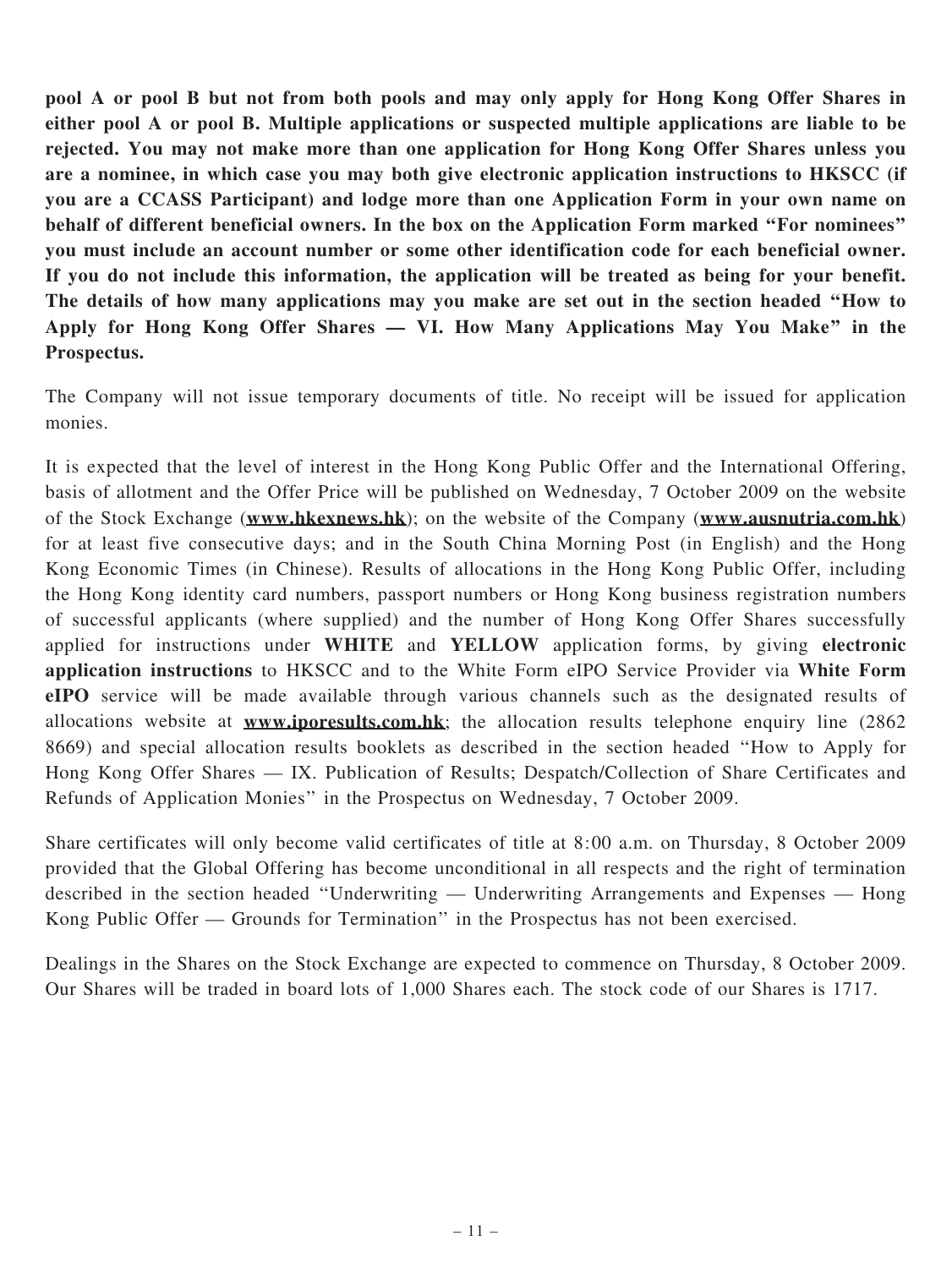**pool A or pool B but not from both pools and may only apply for Hong Kong Offer Shares in either pool A or pool B. Multiple applications or suspected multiple applications are liable to be rejected. You may not make more than one application for Hong Kong Offer Shares unless you are a nominee, in which case you may both give electronic application instructions to HKSCC (if you are a CCASS Participant) and lodge more than one Application Form in your own name on behalf of different beneficial owners. In the box on the Application Form marked "For nominees" you must include an account number or some other identification code for each beneficial owner. If you do not include this information, the application will be treated as being for your benefit. The details of how many applications may you make are set out in the section headed "How to Apply for Hong Kong Offer Shares — VI. How Many Applications May You Make" in the Prospectus.**

The Company will not issue temporary documents of title. No receipt will be issued for application monies.

It is expected that the level of interest in the Hong Kong Public Offer and the International Offering, basis of allotment and the Offer Price will be published on Wednesday, 7 October 2009 on the website of the Stock Exchange (**www.hkexnews.hk**); on the website of the Company (**www.ausnutria.com.hk**) for at least five consecutive days; and in the South China Morning Post (in English) and the Hong Kong Economic Times (in Chinese). Results of allocations in the Hong Kong Public Offer, including the Hong Kong identity card numbers, passport numbers or Hong Kong business registration numbers of successful applicants (where supplied) and the number of Hong Kong Offer Shares successfully applied for instructions under **WHITE** and **YELLOW** application forms, by giving **electronic application instructions** to HKSCC and to the White Form eIPO Service Provider via **White Form eIPO** service will be made available through various channels such as the designated results of allocations website at **www.iporesults.com.hk**; the allocation results telephone enquiry line (2862 8669) and special allocation results booklets as described in the section headed "How to Apply for Hong Kong Offer Shares — IX. Publication of Results; Despatch/Collection of Share Certificates and Refunds of Application Monies" in the Prospectus on Wednesday, 7 October 2009.

Share certificates will only become valid certificates of title at 8:00 a.m. on Thursday, 8 October 2009 provided that the Global Offering has become unconditional in all respects and the right of termination described in the section headed "Underwriting — Underwriting Arrangements and Expenses — Hong Kong Public Offer — Grounds for Termination" in the Prospectus has not been exercised.

Dealings in the Shares on the Stock Exchange are expected to commence on Thursday, 8 October 2009. Our Shares will be traded in board lots of 1,000 Shares each. The stock code of our Shares is 1717.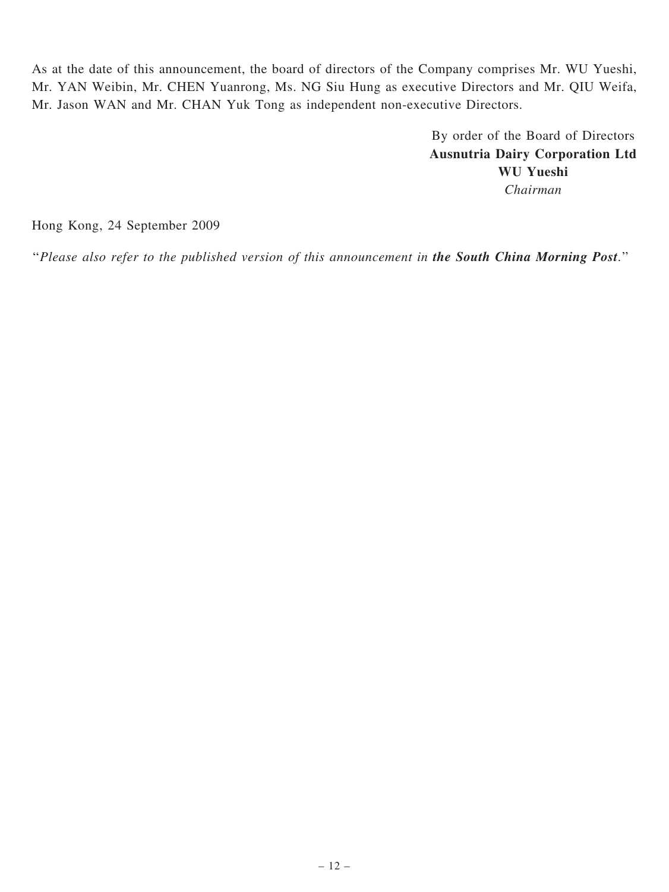As at the date of this announcement, the board of directors of the Company comprises Mr. WU Yueshi, Mr. YAN Weibin, Mr. CHEN Yuanrong, Ms. NG Siu Hung as executive Directors and Mr. QIU Weifa, Mr. Jason WAN and Mr. CHAN Yuk Tong as independent non-executive Directors.

By order of the Board of Directors
**Ausnutria Dairy Corporation Ltd**
**WU Yueshi**
*Chairman*

Hong Kong, 24 September 2009

"*Please also refer to the published version of this announcement in* ***the South China Morning Post***."